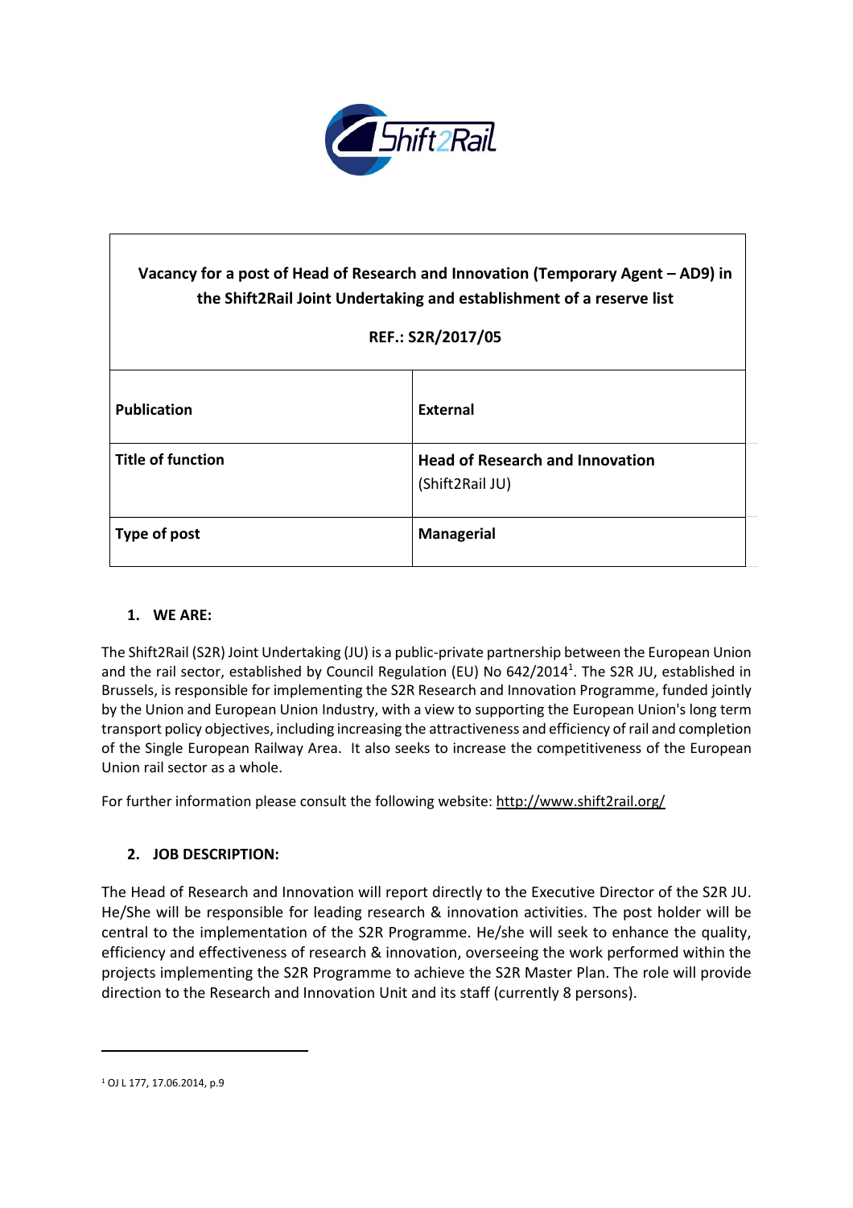| Vacancy for a post of Head of Research and Innovation (Temporary Agent – AD9) in the Shift2Rail Joint Undertaking and establishment of a reserve list<br><br>REF.: S2R/2017/05 | |
|---|---|
| **Publication** | **External** |
| **Title of function** | **Head of Research and Innovation** (Shift2Rail JU) |
| **Type of post** | **Managerial** |

## 1. WE ARE:

The Shift2Rail (S2R) Joint Undertaking (JU) is a public-private partnership between the European Union and the rail sector, established by Council Regulation (EU) No 642/2014[1]. The S2R JU, established in Brussels, is responsible for implementing the S2R Research and Innovation Programme, funded jointly by the Union and European Union Industry, with a view to supporting the European Union's long term transport policy objectives, including increasing the attractiveness and efficiency of rail and completion of the Single European Railway Area. It also seeks to increase the competitiveness of the European Union rail sector as a whole.

For further information please consult the following website: http://www.shift2rail.org/

## 2. JOB DESCRIPTION:

The Head of Research and Innovation will report directly to the Executive Director of the S2R JU. He/She will be responsible for leading research & innovation activities. The post holder will be central to the implementation of the S2R Programme. He/she will seek to enhance the quality, efficiency and effectiveness of research & innovation, overseeing the work performed within the projects implementing the S2R Programme to achieve the S2R Master Plan. The role will provide direction to the Research and Innovation Unit and its staff (currently 8 persons).

[1] OJ L 177, 17.06.2014, p.9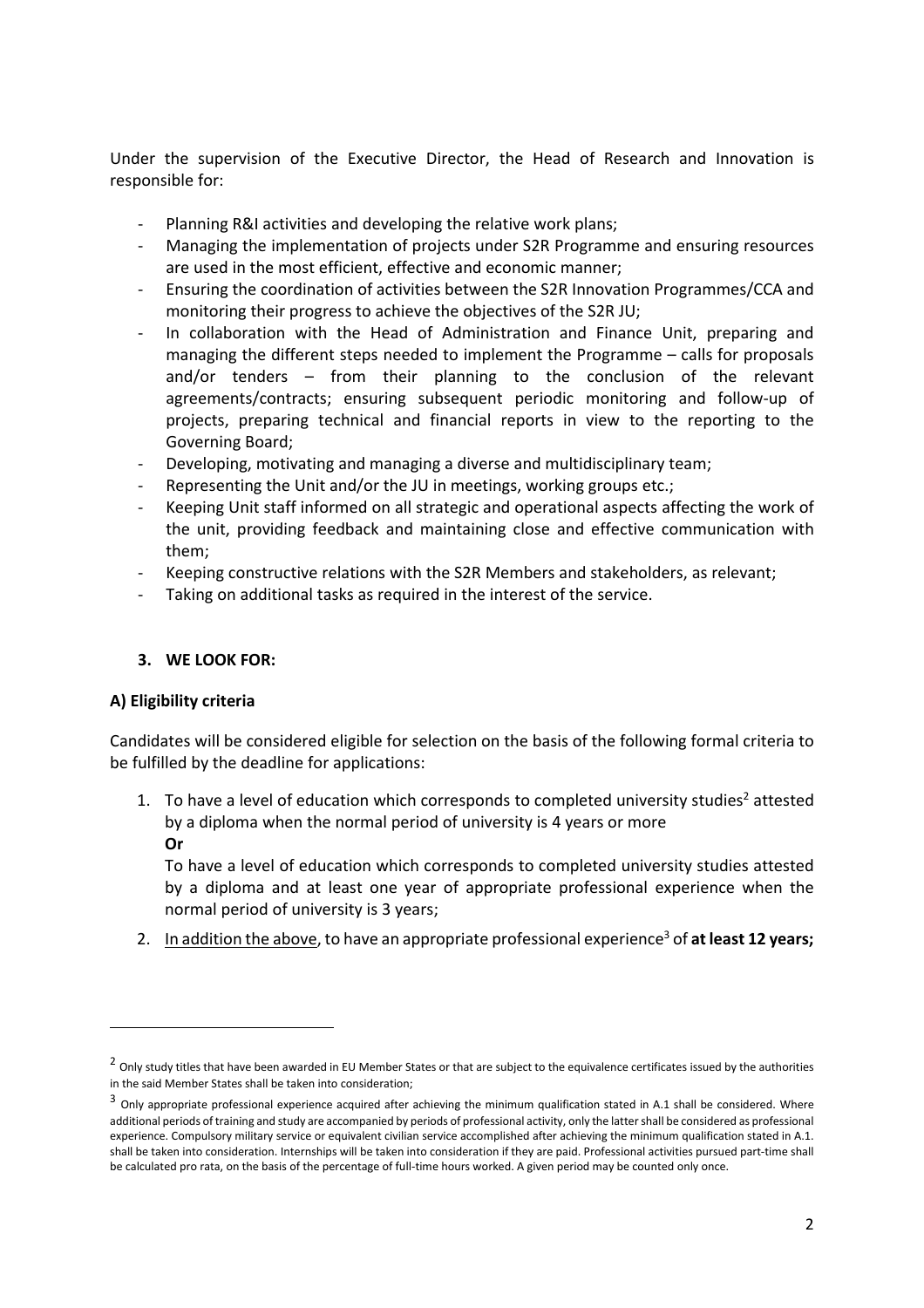Under the supervision of the Executive Director, the Head of Research and Innovation is responsible for:

- Planning R&I activities and developing the relative work plans;
- Managing the implementation of projects under S2R Programme and ensuring resources are used in the most efficient, effective and economic manner;
- Ensuring the coordination of activities between the S2R Innovation Programmes/CCA and monitoring their progress to achieve the objectives of the S2R JU;
- In collaboration with the Head of Administration and Finance Unit, preparing and managing the different steps needed to implement the Programme – calls for proposals and/or tenders – from their planning to the conclusion of the relevant agreements/contracts; ensuring subsequent periodic monitoring and follow-up of projects, preparing technical and financial reports in view to the reporting to the Governing Board;
- Developing, motivating and managing a diverse and multidisciplinary team;
- Representing the Unit and/or the JU in meetings, working groups etc.;
- Keeping Unit staff informed on all strategic and operational aspects affecting the work of the unit, providing feedback and maintaining close and effective communication with them;
- Keeping constructive relations with the S2R Members and stakeholders, as relevant;
- Taking on additional tasks as required in the interest of the service.

## 3. WE LOOK FOR:

### A) Eligibility criteria

Candidates will be considered eligible for selection on the basis of the following formal criteria to be fulfilled by the deadline for applications:

1. To have a level of education which corresponds to completed university studies[2] attested by a diploma when the normal period of university is 4 years or more
   **Or**
   To have a level of education which corresponds to completed university studies attested by a diploma and at least one year of appropriate professional experience when the normal period of university is 3 years;
2. In addition the above, to have an appropriate professional experience[3] of **at least 12 years;**

---

[2] Only study titles that have been awarded in EU Member States or that are subject to the equivalence certificates issued by the authorities in the said Member States shall be taken into consideration;

[3] Only appropriate professional experience acquired after achieving the minimum qualification stated in A.1 shall be considered. Where additional periods of training and study are accompanied by periods of professional activity, only the latter shall be considered as professional experience. Compulsory military service or equivalent civilian service accomplished after achieving the minimum qualification stated in A.1. shall be taken into consideration. Internships will be taken into consideration if they are paid. Professional activities pursued part-time shall be calculated pro rata, on the basis of the percentage of full-time hours worked. A given period may be counted only once.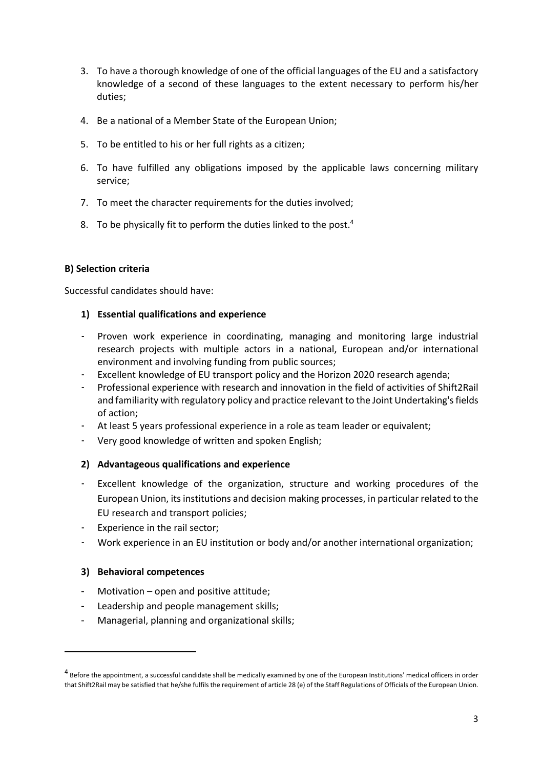3. To have a thorough knowledge of one of the official languages of the EU and a satisfactory knowledge of a second of these languages to the extent necessary to perform his/her duties;
4. Be a national of a Member State of the European Union;
5. To be entitled to his or her full rights as a citizen;
6. To have fulfilled any obligations imposed by the applicable laws concerning military service;
7. To meet the character requirements for the duties involved;
8. To be physically fit to perform the duties linked to the post.[4]

**B) Selection criteria**

Successful candidates should have:

**1) Essential qualifications and experience**

- Proven work experience in coordinating, managing and monitoring large industrial research projects with multiple actors in a national, European and/or international environment and involving funding from public sources;
- Excellent knowledge of EU transport policy and the Horizon 2020 research agenda;
- Professional experience with research and innovation in the field of activities of Shift2Rail and familiarity with regulatory policy and practice relevant to the Joint Undertaking's fields of action;
- At least 5 years professional experience in a role as team leader or equivalent;
- Very good knowledge of written and spoken English;

**2) Advantageous qualifications and experience**

- Excellent knowledge of the organization, structure and working procedures of the European Union, its institutions and decision making processes, in particular related to the EU research and transport policies;
- Experience in the rail sector;
- Work experience in an EU institution or body and/or another international organization;

**3) Behavioral competences**

- Motivation – open and positive attitude;
- Leadership and people management skills;
- Managerial, planning and organizational skills;

[4] Before the appointment, a successful candidate shall be medically examined by one of the European Institutions' medical officers in order that Shift2Rail may be satisfied that he/she fulfils the requirement of article 28 (e) of the Staff Regulations of Officials of the European Union.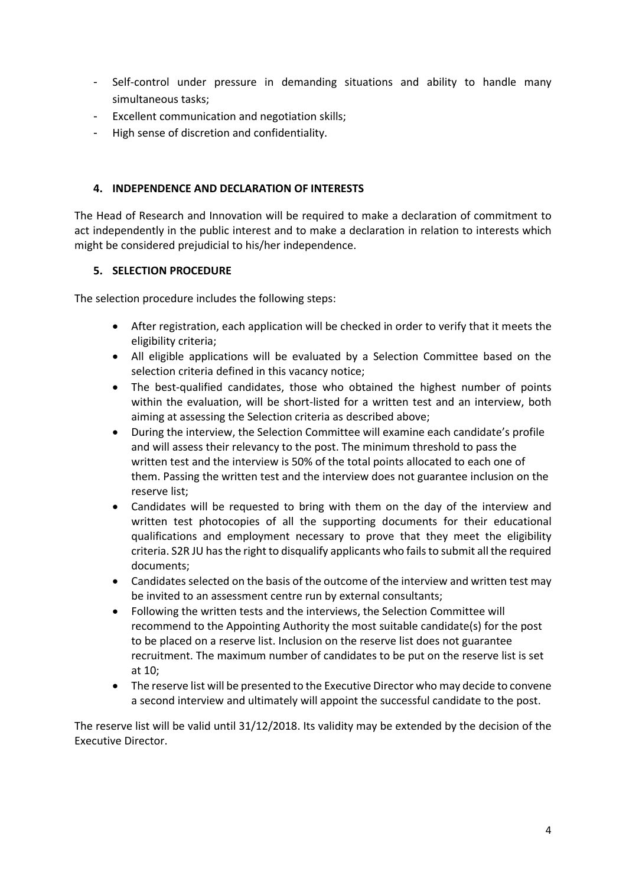- Self-control under pressure in demanding situations and ability to handle many simultaneous tasks;
- Excellent communication and negotiation skills;
- High sense of discretion and confidentiality.

## 4. INDEPENDENCE AND DECLARATION OF INTERESTS

The Head of Research and Innovation will be required to make a declaration of commitment to act independently in the public interest and to make a declaration in relation to interests which might be considered prejudicial to his/her independence.

## 5. SELECTION PROCEDURE

The selection procedure includes the following steps:

- After registration, each application will be checked in order to verify that it meets the eligibility criteria;
- All eligible applications will be evaluated by a Selection Committee based on the selection criteria defined in this vacancy notice;
- The best-qualified candidates, those who obtained the highest number of points within the evaluation, will be short-listed for a written test and an interview, both aiming at assessing the Selection criteria as described above;
- During the interview, the Selection Committee will examine each candidate's profile and will assess their relevancy to the post. The minimum threshold to pass the written test and the interview is 50% of the total points allocated to each one of them. Passing the written test and the interview does not guarantee inclusion on the reserve list;
- Candidates will be requested to bring with them on the day of the interview and written test photocopies of all the supporting documents for their educational qualifications and employment necessary to prove that they meet the eligibility criteria. S2R JU has the right to disqualify applicants who fails to submit all the required documents;
- Candidates selected on the basis of the outcome of the interview and written test may be invited to an assessment centre run by external consultants;
- Following the written tests and the interviews, the Selection Committee will recommend to the Appointing Authority the most suitable candidate(s) for the post to be placed on a reserve list. Inclusion on the reserve list does not guarantee recruitment. The maximum number of candidates to be put on the reserve list is set at 10;
- The reserve list will be presented to the Executive Director who may decide to convene a second interview and ultimately will appoint the successful candidate to the post.

The reserve list will be valid until 31/12/2018. Its validity may be extended by the decision of the Executive Director.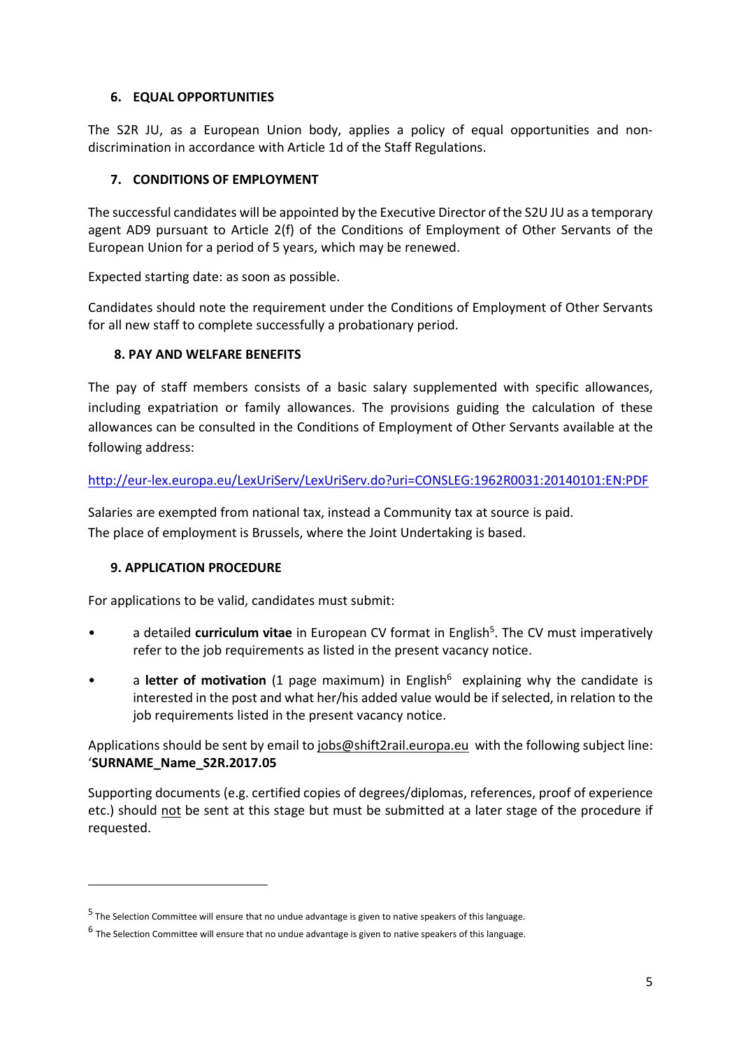## 6. EQUAL OPPORTUNITIES

The S2R JU, as a European Union body, applies a policy of equal opportunities and non-discrimination in accordance with Article 1d of the Staff Regulations.

## 7. CONDITIONS OF EMPLOYMENT

The successful candidates will be appointed by the Executive Director of the S2U JU as a temporary agent AD9 pursuant to Article 2(f) of the Conditions of Employment of Other Servants of the European Union for a period of 5 years, which may be renewed.

Expected starting date: as soon as possible.

Candidates should note the requirement under the Conditions of Employment of Other Servants for all new staff to complete successfully a probationary period.

## 8. PAY AND WELFARE BENEFITS

The pay of staff members consists of a basic salary supplemented with specific allowances, including expatriation or family allowances. The provisions guiding the calculation of these allowances can be consulted in the Conditions of Employment of Other Servants available at the following address:

http://eur-lex.europa.eu/LexUriServ/LexUriServ.do?uri=CONSLEG:1962R0031:20140101:EN:PDF

Salaries are exempted from national tax, instead a Community tax at source is paid.
The place of employment is Brussels, where the Joint Undertaking is based.

## 9. APPLICATION PROCEDURE

For applications to be valid, candidates must submit:

- a detailed **curriculum vitae** in European CV format in English[5]. The CV must imperatively refer to the job requirements as listed in the present vacancy notice.
- a **letter of motivation** (1 page maximum) in English[6] explaining why the candidate is interested in the post and what her/his added value would be if selected, in relation to the job requirements listed in the present vacancy notice.

Applications should be sent by email to jobs@shift2rail.europa.eu with the following subject line: '**SURNAME_Name_S2R.2017.05**

Supporting documents (e.g. certified copies of degrees/diplomas, references, proof of experience etc.) should not be sent at this stage but must be submitted at a later stage of the procedure if requested.

---

[5] The Selection Committee will ensure that no undue advantage is given to native speakers of this language.

[6] The Selection Committee will ensure that no undue advantage is given to native speakers of this language.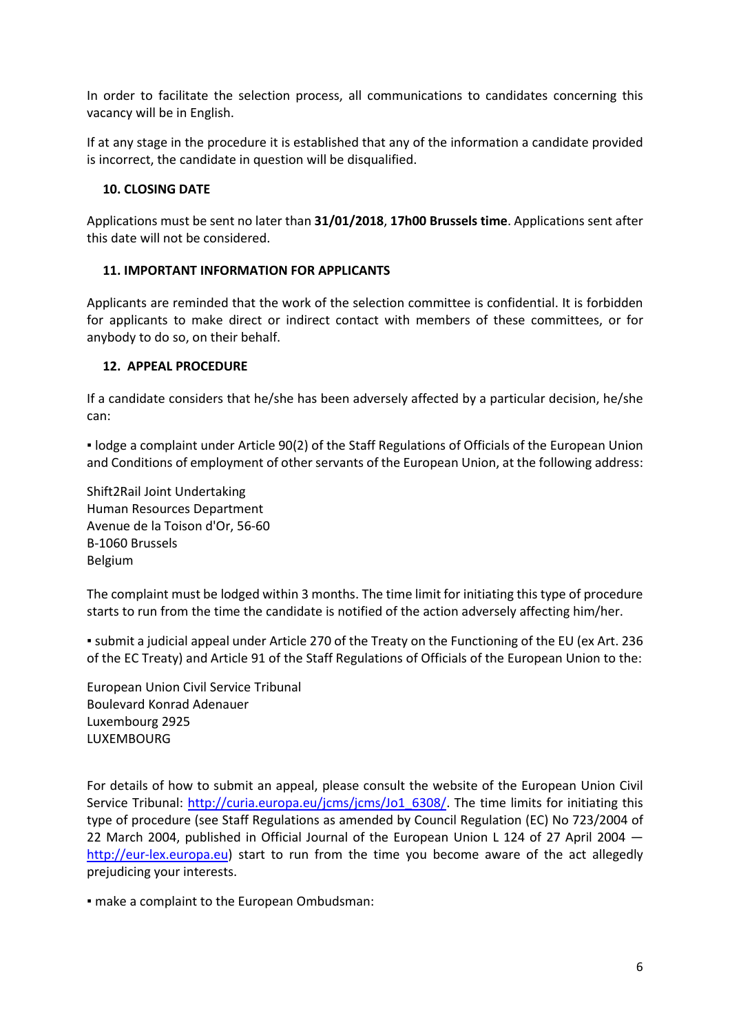In order to facilitate the selection process, all communications to candidates concerning this vacancy will be in English.

If at any stage in the procedure it is established that any of the information a candidate provided is incorrect, the candidate in question will be disqualified.

## 10. CLOSING DATE

Applications must be sent no later than **31/01/2018**, **17h00 Brussels time**. Applications sent after this date will not be considered.

## 11. IMPORTANT INFORMATION FOR APPLICANTS

Applicants are reminded that the work of the selection committee is confidential. It is forbidden for applicants to make direct or indirect contact with members of these committees, or for anybody to do so, on their behalf.

## 12. APPEAL PROCEDURE

If a candidate considers that he/she has been adversely affected by a particular decision, he/she can:

▪ lodge a complaint under Article 90(2) of the Staff Regulations of Officials of the European Union and Conditions of employment of other servants of the European Union, at the following address:

Shift2Rail Joint Undertaking
Human Resources Department
Avenue de la Toison d'Or, 56-60
B-1060 Brussels
Belgium

The complaint must be lodged within 3 months. The time limit for initiating this type of procedure starts to run from the time the candidate is notified of the action adversely affecting him/her.

▪ submit a judicial appeal under Article 270 of the Treaty on the Functioning of the EU (ex Art. 236 of the EC Treaty) and Article 91 of the Staff Regulations of Officials of the European Union to the:

European Union Civil Service Tribunal
Boulevard Konrad Adenauer
Luxembourg 2925
LUXEMBOURG

For details of how to submit an appeal, please consult the website of the European Union Civil Service Tribunal: http://curia.europa.eu/jcms/jcms/Jo1_6308/. The time limits for initiating this type of procedure (see Staff Regulations as amended by Council Regulation (EC) No 723/2004 of 22 March 2004, published in Official Journal of the European Union L 124 of 27 April 2004 — http://eur-lex.europa.eu) start to run from the time you become aware of the act allegedly prejudicing your interests.

▪ make a complaint to the European Ombudsman: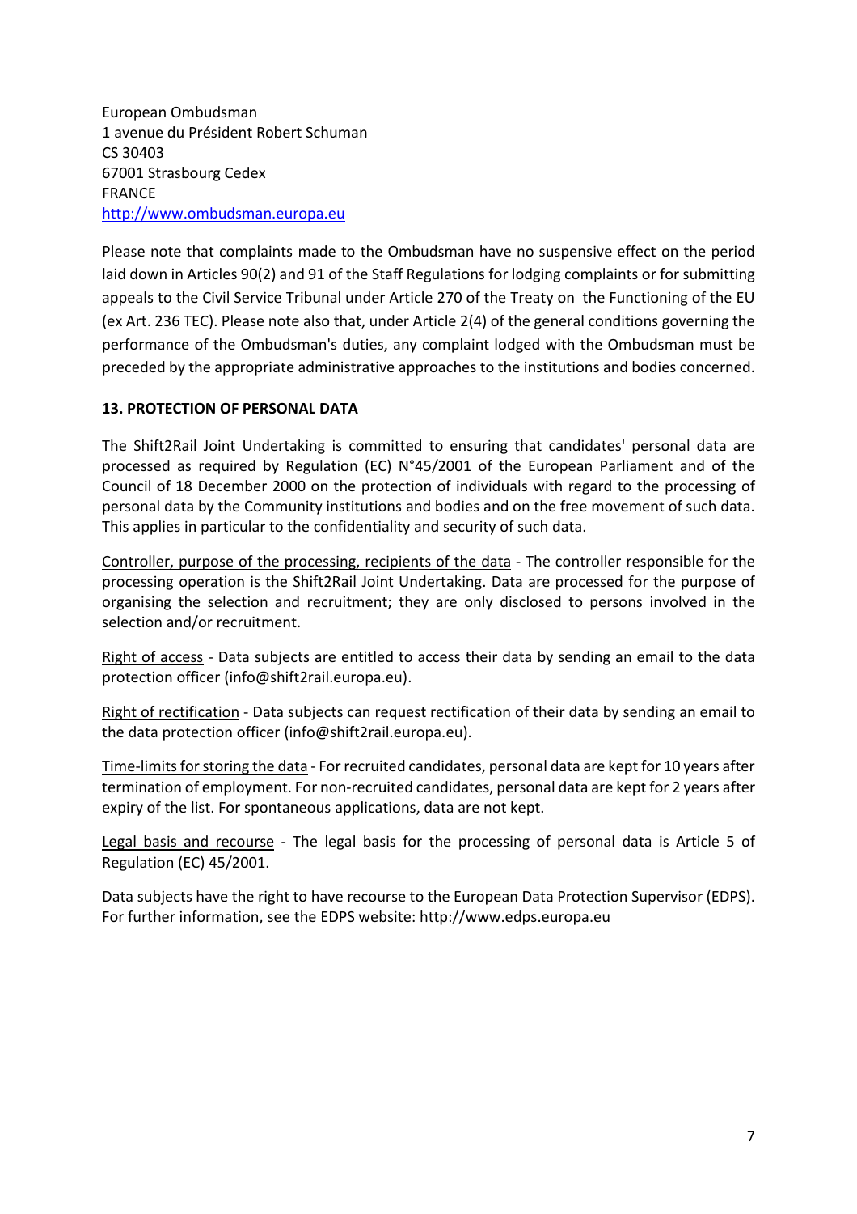European Ombudsman
1 avenue du Président Robert Schuman
CS 30403
67001 Strasbourg Cedex
FRANCE
http://www.ombudsman.europa.eu

Please note that complaints made to the Ombudsman have no suspensive effect on the period laid down in Articles 90(2) and 91 of the Staff Regulations for lodging complaints or for submitting appeals to the Civil Service Tribunal under Article 270 of the Treaty on the Functioning of the EU (ex Art. 236 TEC). Please note also that, under Article 2(4) of the general conditions governing the performance of the Ombudsman's duties, any complaint lodged with the Ombudsman must be preceded by the appropriate administrative approaches to the institutions and bodies concerned.

## 13. PROTECTION OF PERSONAL DATA

The Shift2Rail Joint Undertaking is committed to ensuring that candidates' personal data are processed as required by Regulation (EC) N°45/2001 of the European Parliament and of the Council of 18 December 2000 on the protection of individuals with regard to the processing of personal data by the Community institutions and bodies and on the free movement of such data. This applies in particular to the confidentiality and security of such data.

Controller, purpose of the processing, recipients of the data - The controller responsible for the processing operation is the Shift2Rail Joint Undertaking. Data are processed for the purpose of organising the selection and recruitment; they are only disclosed to persons involved in the selection and/or recruitment.

Right of access - Data subjects are entitled to access their data by sending an email to the data protection officer (info@shift2rail.europa.eu).

Right of rectification - Data subjects can request rectification of their data by sending an email to the data protection officer (info@shift2rail.europa.eu).

Time-limits for storing the data - For recruited candidates, personal data are kept for 10 years after termination of employment. For non-recruited candidates, personal data are kept for 2 years after expiry of the list. For spontaneous applications, data are not kept.

Legal basis and recourse - The legal basis for the processing of personal data is Article 5 of Regulation (EC) 45/2001.

Data subjects have the right to have recourse to the European Data Protection Supervisor (EDPS). For further information, see the EDPS website: http://www.edps.europa.eu